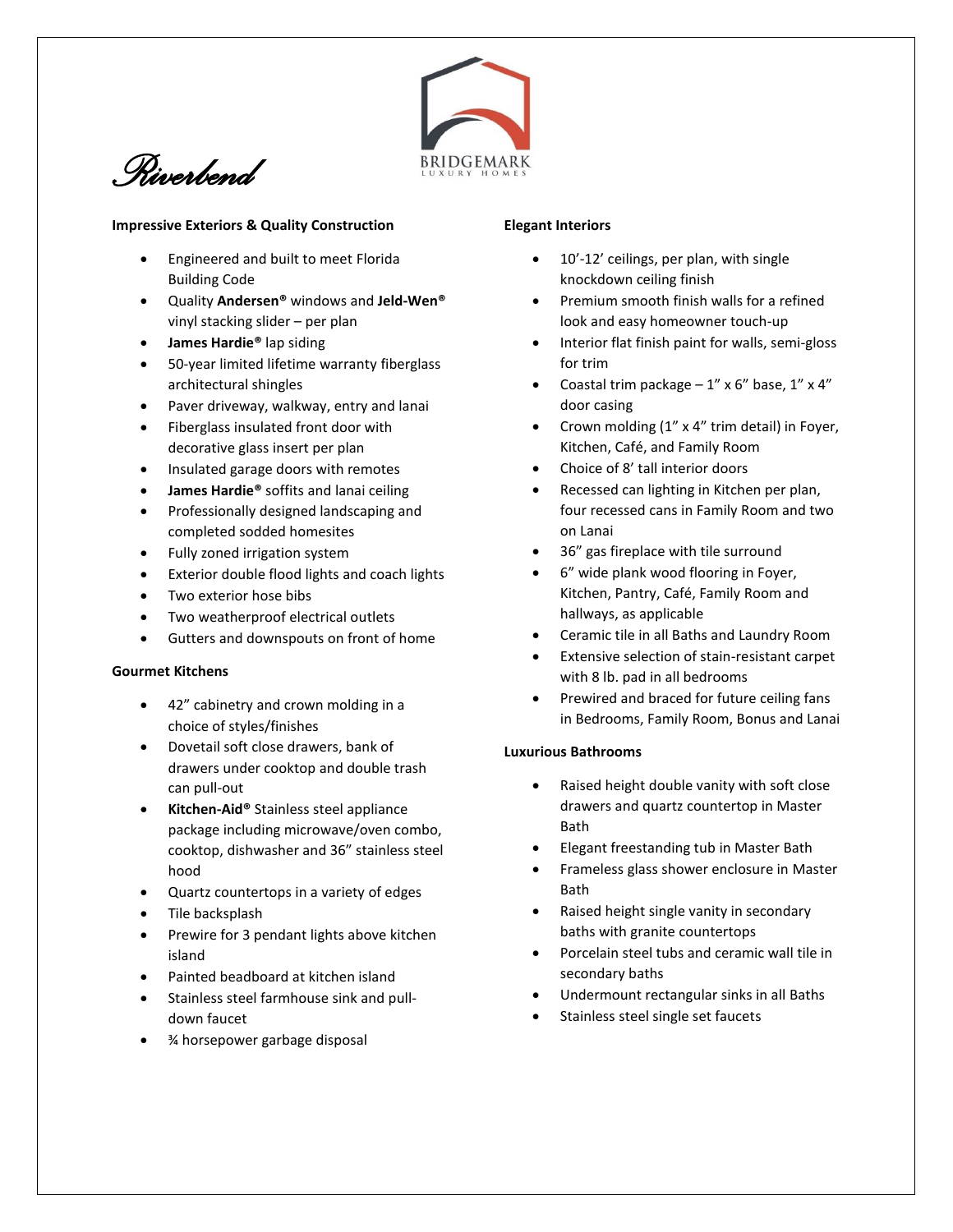# *Riverbend*

BRIDGEMARK
LUXURY HOMES

### Impressive Exteriors & Quality Construction

- Engineered and built to meet Florida Building Code
- Quality **Andersen®** windows and **Jeld-Wen®** vinyl stacking slider – per plan
- **James Hardie®** lap siding
- 50-year limited lifetime warranty fiberglass architectural shingles
- Paver driveway, walkway, entry and lanai
- Fiberglass insulated front door with decorative glass insert per plan
- Insulated garage doors with remotes
- **James Hardie®** soffits and lanai ceiling
- Professionally designed landscaping and completed sodded homesites
- Fully zoned irrigation system
- Exterior double flood lights and coach lights
- Two exterior hose bibs
- Two weatherproof electrical outlets
- Gutters and downspouts on front of home

### Gourmet Kitchens

- 42" cabinetry and crown molding in a choice of styles/finishes
- Dovetail soft close drawers, bank of drawers under cooktop and double trash can pull-out
- **Kitchen-Aid®** Stainless steel appliance package including microwave/oven combo, cooktop, dishwasher and 36" stainless steel hood
- Quartz countertops in a variety of edges
- Tile backsplash
- Prewire for 3 pendant lights above kitchen island
- Painted beadboard at kitchen island
- Stainless steel farmhouse sink and pull-down faucet
- ¾ horsepower garbage disposal

### Elegant Interiors

- 10'-12' ceilings, per plan, with single knockdown ceiling finish
- Premium smooth finish walls for a refined look and easy homeowner touch-up
- Interior flat finish paint for walls, semi-gloss for trim
- Coastal trim package – 1" x 6" base, 1" x 4" door casing
- Crown molding (1" x 4" trim detail) in Foyer, Kitchen, Café, and Family Room
- Choice of 8' tall interior doors
- Recessed can lighting in Kitchen per plan, four recessed cans in Family Room and two on Lanai
- 36" gas fireplace with tile surround
- 6" wide plank wood flooring in Foyer, Kitchen, Pantry, Café, Family Room and hallways, as applicable
- Ceramic tile in all Baths and Laundry Room
- Extensive selection of stain-resistant carpet with 8 lb. pad in all bedrooms
- Prewired and braced for future ceiling fans in Bedrooms, Family Room, Bonus and Lanai

### Luxurious Bathrooms

- Raised height double vanity with soft close drawers and quartz countertop in Master Bath
- Elegant freestanding tub in Master Bath
- Frameless glass shower enclosure in Master Bath
- Raised height single vanity in secondary baths with granite countertops
- Porcelain steel tubs and ceramic wall tile in secondary baths
- Undermount rectangular sinks in all Baths
- Stainless steel single set faucets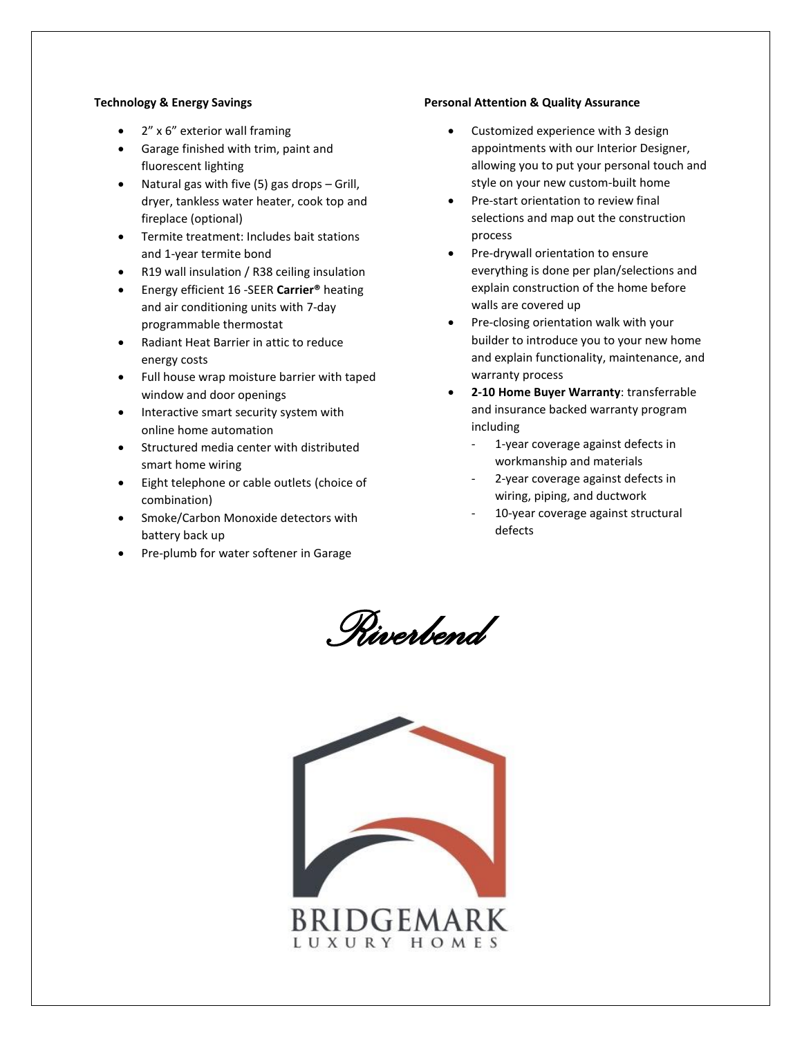**Technology & Energy Savings**

- 2" x 6" exterior wall framing
- Garage finished with trim, paint and fluorescent lighting
- Natural gas with five (5) gas drops – Grill, dryer, tankless water heater, cook top and fireplace (optional)
- Termite treatment: Includes bait stations and 1-year termite bond
- R19 wall insulation / R38 ceiling insulation
- Energy efficient 16 -SEER **Carrier®** heating and air conditioning units with 7-day programmable thermostat
- Radiant Heat Barrier in attic to reduce energy costs
- Full house wrap moisture barrier with taped window and door openings
- Interactive smart security system with online home automation
- Structured media center with distributed smart home wiring
- Eight telephone or cable outlets (choice of combination)
- Smoke/Carbon Monoxide detectors with battery back up
- Pre-plumb for water softener in Garage

**Personal Attention & Quality Assurance**

- Customized experience with 3 design appointments with our Interior Designer, allowing you to put your personal touch and style on your new custom-built home
- Pre-start orientation to review final selections and map out the construction process
- Pre-drywall orientation to ensure everything is done per plan/selections and explain construction of the home before walls are covered up
- Pre-closing orientation walk with your builder to introduce you to your new home and explain functionality, maintenance, and warranty process
- **2-10 Home Buyer Warranty**: transferrable and insurance backed warranty program including
  - 1-year coverage against defects in workmanship and materials
  - 2-year coverage against defects in wiring, piping, and ductwork
  - 10-year coverage against structural defects

*Riverbend*

BRIDGEMARK
LUXURY HOMES